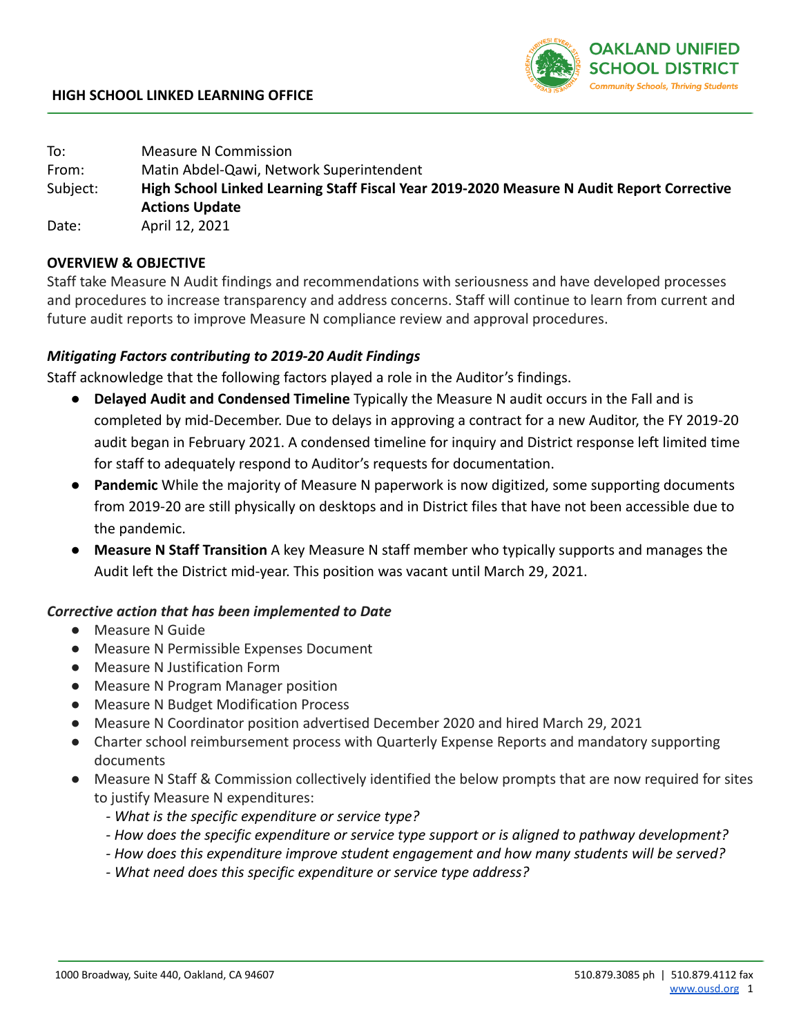OAKLAND UNIFIED SCHOOL DISTRICT
Community Schools, Thriving Students

**HIGH SCHOOL LINKED LEARNING OFFICE**

| | |
|---|---|
| To: | Measure N Commission |
| From: | Matin Abdel-Qawi, Network Superintendent |
| Subject: | **High School Linked Learning Staff Fiscal Year 2019-2020 Measure N Audit Report Corrective Actions Update** |
| Date: | April 12, 2021 |

**OVERVIEW & OBJECTIVE**

Staff take Measure N Audit findings and recommendations with seriousness and have developed processes and procedures to increase transparency and address concerns. Staff will continue to learn from current and future audit reports to improve Measure N compliance review and approval procedures.

***Mitigating Factors contributing to 2019-20 Audit Findings***

Staff acknowledge that the following factors played a role in the Auditor's findings.

- **Delayed Audit and Condensed Timeline** Typically the Measure N audit occurs in the Fall and is completed by mid-December. Due to delays in approving a contract for a new Auditor, the FY 2019-20 audit began in February 2021. A condensed timeline for inquiry and District response left limited time for staff to adequately respond to Auditor's requests for documentation.
- **Pandemic** While the majority of Measure N paperwork is now digitized, some supporting documents from 2019-20 are still physically on desktops and in District files that have not been accessible due to the pandemic.
- **Measure N Staff Transition** A key Measure N staff member who typically supports and manages the Audit left the District mid-year. This position was vacant until March 29, 2021.

***Corrective action that has been implemented to Date***

- Measure N Guide
- Measure N Permissible Expenses Document
- Measure N Justification Form
- Measure N Program Manager position
- Measure N Budget Modification Process
- Measure N Coordinator position advertised December 2020 and hired March 29, 2021
- Charter school reimbursement process with Quarterly Expense Reports and mandatory supporting documents
- Measure N Staff & Commission collectively identified the below prompts that are now required for sites to justify Measure N expenditures:
  - *What is the specific expenditure or service type?*
  - *How does the specific expenditure or service type support or is aligned to pathway development?*
  - *How does this expenditure improve student engagement and how many students will be served?*
  - *What need does this specific expenditure or service type address?*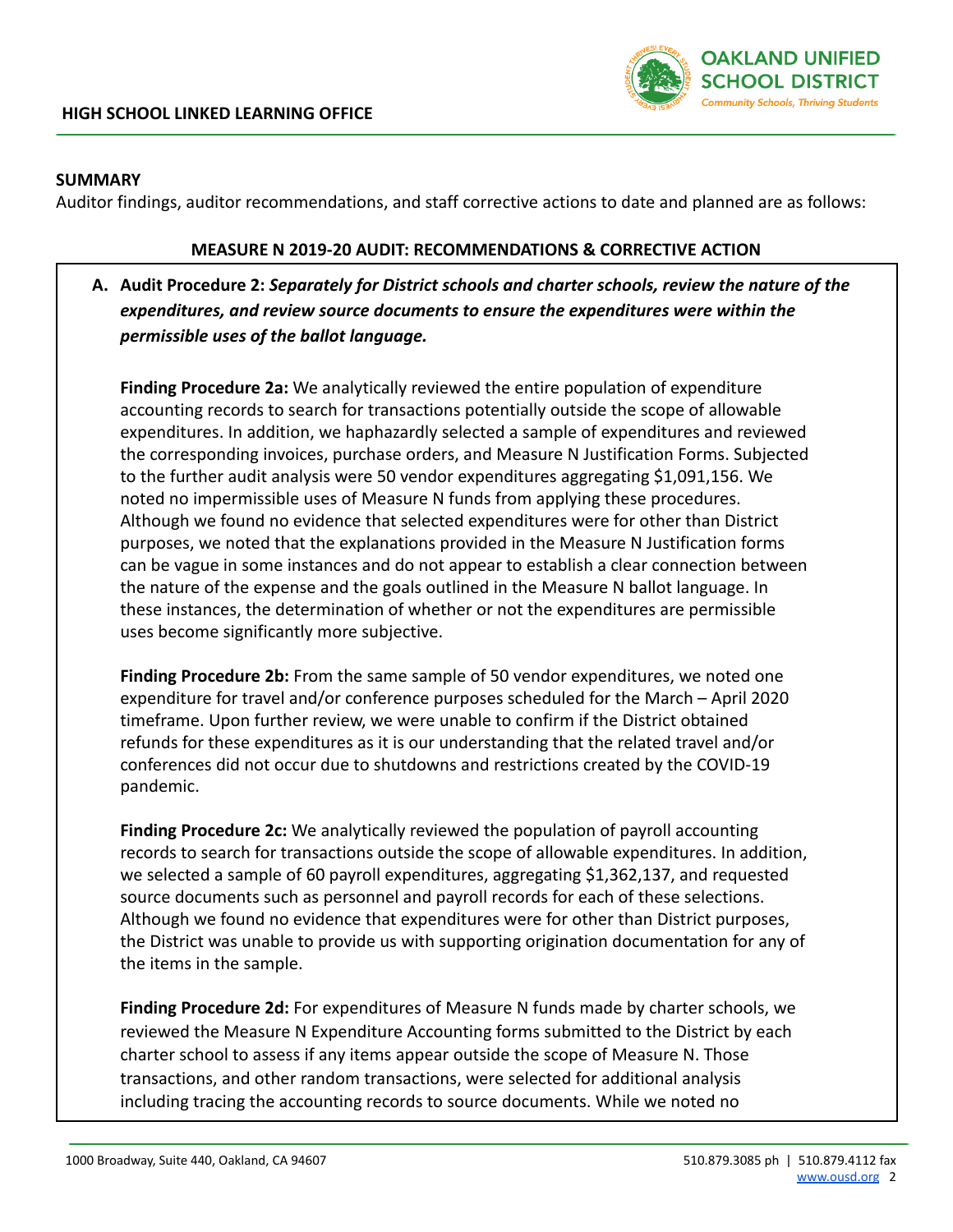**SUMMARY**

Auditor findings, auditor recommendations, and staff corrective actions to date and planned are as follows:

**MEASURE N 2019-20 AUDIT: RECOMMENDATIONS & CORRECTIVE ACTION**

**A. Audit Procedure 2:** ***Separately for District schools and charter schools, review the nature of the expenditures, and review source documents to ensure the expenditures were within the permissible uses of the ballot language.***

**Finding Procedure 2a:** We analytically reviewed the entire population of expenditure accounting records to search for transactions potentially outside the scope of allowable expenditures. In addition, we haphazardly selected a sample of expenditures and reviewed the corresponding invoices, purchase orders, and Measure N Justification Forms. Subjected to the further audit analysis were 50 vendor expenditures aggregating $1,091,156. We noted no impermissible uses of Measure N funds from applying these procedures. Although we found no evidence that selected expenditures were for other than District purposes, we noted that the explanations provided in the Measure N Justification forms can be vague in some instances and do not appear to establish a clear connection between the nature of the expense and the goals outlined in the Measure N ballot language. In these instances, the determination of whether or not the expenditures are permissible uses become significantly more subjective.

**Finding Procedure 2b:** From the same sample of 50 vendor expenditures, we noted one expenditure for travel and/or conference purposes scheduled for the March – April 2020 timeframe. Upon further review, we were unable to confirm if the District obtained refunds for these expenditures as it is our understanding that the related travel and/or conferences did not occur due to shutdowns and restrictions created by the COVID-19 pandemic.

**Finding Procedure 2c:** We analytically reviewed the population of payroll accounting records to search for transactions outside the scope of allowable expenditures. In addition, we selected a sample of 60 payroll expenditures, aggregating $1,362,137, and requested source documents such as personnel and payroll records for each of these selections. Although we found no evidence that expenditures were for other than District purposes, the District was unable to provide us with supporting origination documentation for any of the items in the sample.

**Finding Procedure 2d:** For expenditures of Measure N funds made by charter schools, we reviewed the Measure N Expenditure Accounting forms submitted to the District by each charter school to assess if any items appear outside the scope of Measure N. Those transactions, and other random transactions, were selected for additional analysis including tracing the accounting records to source documents. While we noted no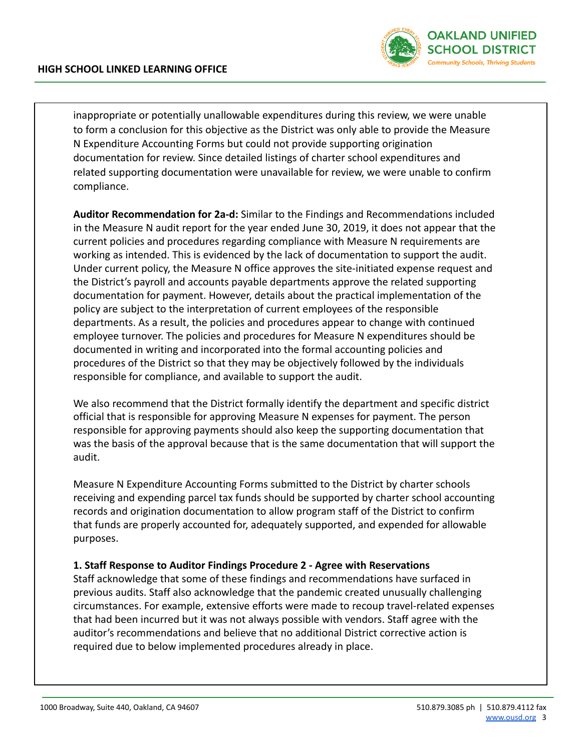inappropriate or potentially unallowable expenditures during this review, we were unable to form a conclusion for this objective as the District was only able to provide the Measure N Expenditure Accounting Forms but could not provide supporting origination documentation for review. Since detailed listings of charter school expenditures and related supporting documentation were unavailable for review, we were unable to confirm compliance.

**Auditor Recommendation for 2a-d:** Similar to the Findings and Recommendations included in the Measure N audit report for the year ended June 30, 2019, it does not appear that the current policies and procedures regarding compliance with Measure N requirements are working as intended. This is evidenced by the lack of documentation to support the audit. Under current policy, the Measure N office approves the site-initiated expense request and the District's payroll and accounts payable departments approve the related supporting documentation for payment. However, details about the practical implementation of the policy are subject to the interpretation of current employees of the responsible departments. As a result, the policies and procedures appear to change with continued employee turnover. The policies and procedures for Measure N expenditures should be documented in writing and incorporated into the formal accounting policies and procedures of the District so that they may be objectively followed by the individuals responsible for compliance, and available to support the audit.

We also recommend that the District formally identify the department and specific district official that is responsible for approving Measure N expenses for payment. The person responsible for approving payments should also keep the supporting documentation that was the basis of the approval because that is the same documentation that will support the audit.

Measure N Expenditure Accounting Forms submitted to the District by charter schools receiving and expending parcel tax funds should be supported by charter school accounting records and origination documentation to allow program staff of the District to confirm that funds are properly accounted for, adequately supported, and expended for allowable purposes.

**1. Staff Response to Auditor Findings Procedure 2 - Agree with Reservations**

Staff acknowledge that some of these findings and recommendations have surfaced in previous audits. Staff also acknowledge that the pandemic created unusually challenging circumstances. For example, extensive efforts were made to recoup travel-related expenses that had been incurred but it was not always possible with vendors. Staff agree with the auditor's recommendations and believe that no additional District corrective action is required due to below implemented procedures already in place.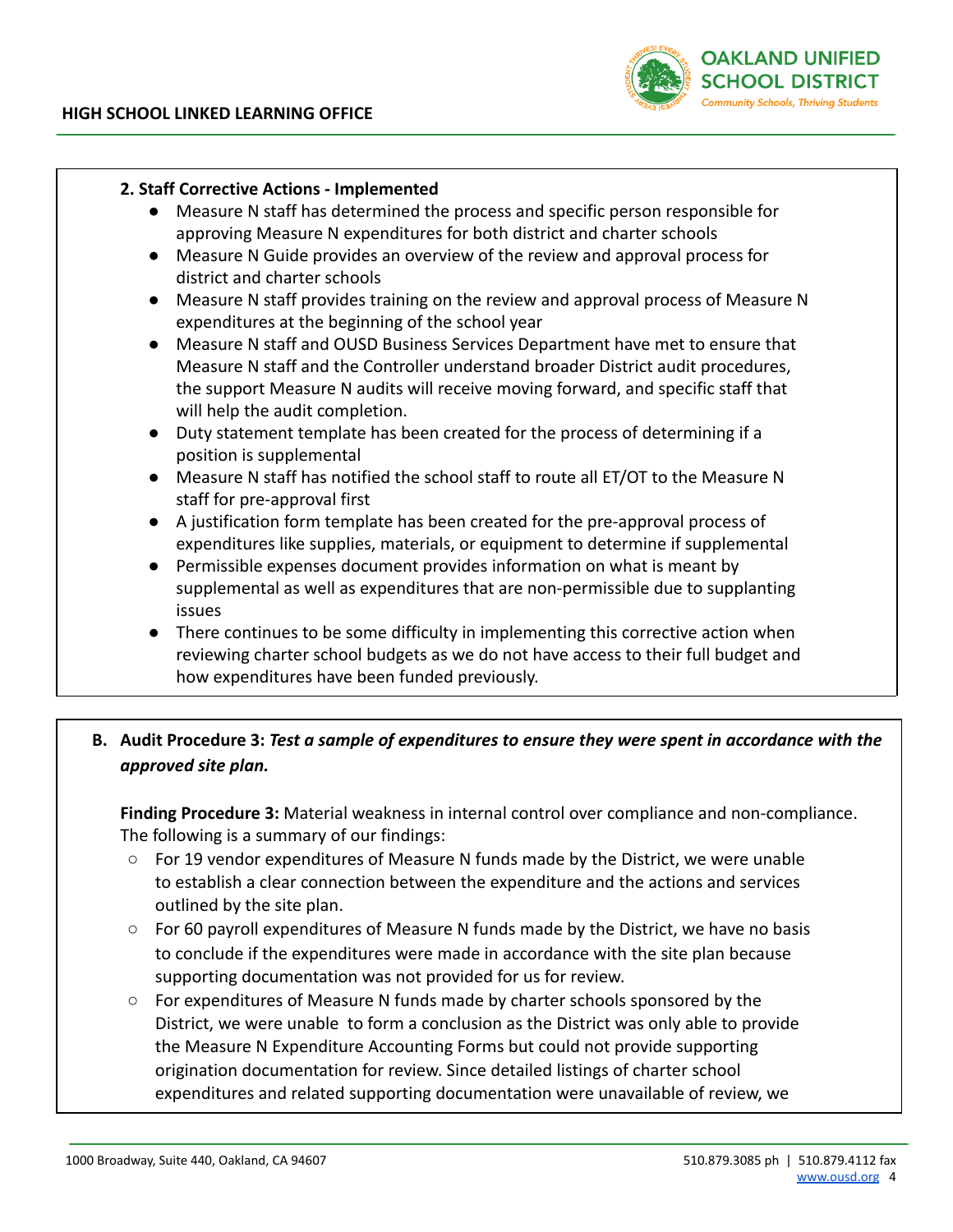**2. Staff Corrective Actions - Implemented**

- Measure N staff has determined the process and specific person responsible for approving Measure N expenditures for both district and charter schools
- Measure N Guide provides an overview of the review and approval process for district and charter schools
- Measure N staff provides training on the review and approval process of Measure N expenditures at the beginning of the school year
- Measure N staff and OUSD Business Services Department have met to ensure that Measure N staff and the Controller understand broader District audit procedures, the support Measure N audits will receive moving forward, and specific staff that will help the audit completion.
- Duty statement template has been created for the process of determining if a position is supplemental
- Measure N staff has notified the school staff to route all ET/OT to the Measure N staff for pre-approval first
- A justification form template has been created for the pre-approval process of expenditures like supplies, materials, or equipment to determine if supplemental
- Permissible expenses document provides information on what is meant by supplemental as well as expenditures that are non-permissible due to supplanting issues
- There continues to be some difficulty in implementing this corrective action when reviewing charter school budgets as we do not have access to their full budget and how expenditures have been funded previously.

**B. Audit Procedure 3:** ***Test a sample of expenditures to ensure they were spent in accordance with the approved site plan.***

**Finding Procedure 3:** Material weakness in internal control over compliance and non-compliance. The following is a summary of our findings:

- For 19 vendor expenditures of Measure N funds made by the District, we were unable to establish a clear connection between the expenditure and the actions and services outlined by the site plan.
- For 60 payroll expenditures of Measure N funds made by the District, we have no basis to conclude if the expenditures were made in accordance with the site plan because supporting documentation was not provided for us for review.
- For expenditures of Measure N funds made by charter schools sponsored by the District, we were unable to form a conclusion as the District was only able to provide the Measure N Expenditure Accounting Forms but could not provide supporting origination documentation for review. Since detailed listings of charter school expenditures and related supporting documentation were unavailable of review, we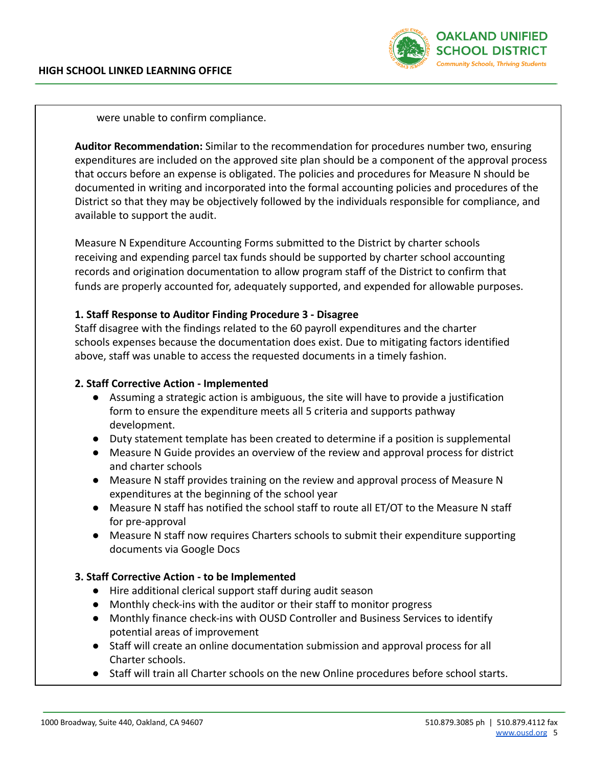were unable to confirm compliance.

**Auditor Recommendation:** Similar to the recommendation for procedures number two, ensuring expenditures are included on the approved site plan should be a component of the approval process that occurs before an expense is obligated. The policies and procedures for Measure N should be documented in writing and incorporated into the formal accounting policies and procedures of the District so that they may be objectively followed by the individuals responsible for compliance, and available to support the audit.

Measure N Expenditure Accounting Forms submitted to the District by charter schools receiving and expending parcel tax funds should be supported by charter school accounting records and origination documentation to allow program staff of the District to confirm that funds are properly accounted for, adequately supported, and expended for allowable purposes.

**1. Staff Response to Auditor Finding Procedure 3 - Disagree**
Staff disagree with the findings related to the 60 payroll expenditures and the charter schools expenses because the documentation does exist. Due to mitigating factors identified above, staff was unable to access the requested documents in a timely fashion.

**2. Staff Corrective Action - Implemented**

- Assuming a strategic action is ambiguous, the site will have to provide a justification form to ensure the expenditure meets all 5 criteria and supports pathway development.
- Duty statement template has been created to determine if a position is supplemental
- Measure N Guide provides an overview of the review and approval process for district and charter schools
- Measure N staff provides training on the review and approval process of Measure N expenditures at the beginning of the school year
- Measure N staff has notified the school staff to route all ET/OT to the Measure N staff for pre-approval
- Measure N staff now requires Charters schools to submit their expenditure supporting documents via Google Docs

**3. Staff Corrective Action - to be Implemented**

- Hire additional clerical support staff during audit season
- Monthly check-ins with the auditor or their staff to monitor progress
- Monthly finance check-ins with OUSD Controller and Business Services to identify potential areas of improvement
- Staff will create an online documentation submission and approval process for all Charter schools.
- Staff will train all Charter schools on the new Online procedures before school starts.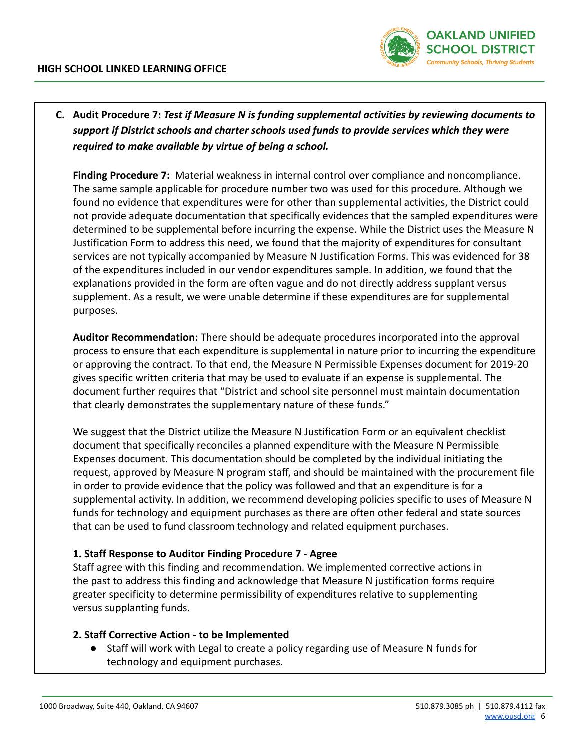**C. Audit Procedure 7:** ***Test if Measure N is funding supplemental activities by reviewing documents to support if District schools and charter schools used funds to provide services which they were required to make available by virtue of being a school.***

**Finding Procedure 7:** Material weakness in internal control over compliance and noncompliance. The same sample applicable for procedure number two was used for this procedure. Although we found no evidence that expenditures were for other than supplemental activities, the District could not provide adequate documentation that specifically evidences that the sampled expenditures were determined to be supplemental before incurring the expense. While the District uses the Measure N Justification Form to address this need, we found that the majority of expenditures for consultant services are not typically accompanied by Measure N Justification Forms. This was evidenced for 38 of the expenditures included in our vendor expenditures sample. In addition, we found that the explanations provided in the form are often vague and do not directly address supplant versus supplement. As a result, we were unable determine if these expenditures are for supplemental purposes.

**Auditor Recommendation:** There should be adequate procedures incorporated into the approval process to ensure that each expenditure is supplemental in nature prior to incurring the expenditure or approving the contract. To that end, the Measure N Permissible Expenses document for 2019-20 gives specific written criteria that may be used to evaluate if an expense is supplemental. The document further requires that "District and school site personnel must maintain documentation that clearly demonstrates the supplementary nature of these funds."

We suggest that the District utilize the Measure N Justification Form or an equivalent checklist document that specifically reconciles a planned expenditure with the Measure N Permissible Expenses document. This documentation should be completed by the individual initiating the request, approved by Measure N program staff, and should be maintained with the procurement file in order to provide evidence that the policy was followed and that an expenditure is for a supplemental activity. In addition, we recommend developing policies specific to uses of Measure N funds for technology and equipment purchases as there are often other federal and state sources that can be used to fund classroom technology and related equipment purchases.

**1. Staff Response to Auditor Finding Procedure 7 - Agree**

Staff agree with this finding and recommendation. We implemented corrective actions in the past to address this finding and acknowledge that Measure N justification forms require greater specificity to determine permissibility of expenditures relative to supplementing versus supplanting funds.

**2. Staff Corrective Action - to be Implemented**

- Staff will work with Legal to create a policy regarding use of Measure N funds for technology and equipment purchases.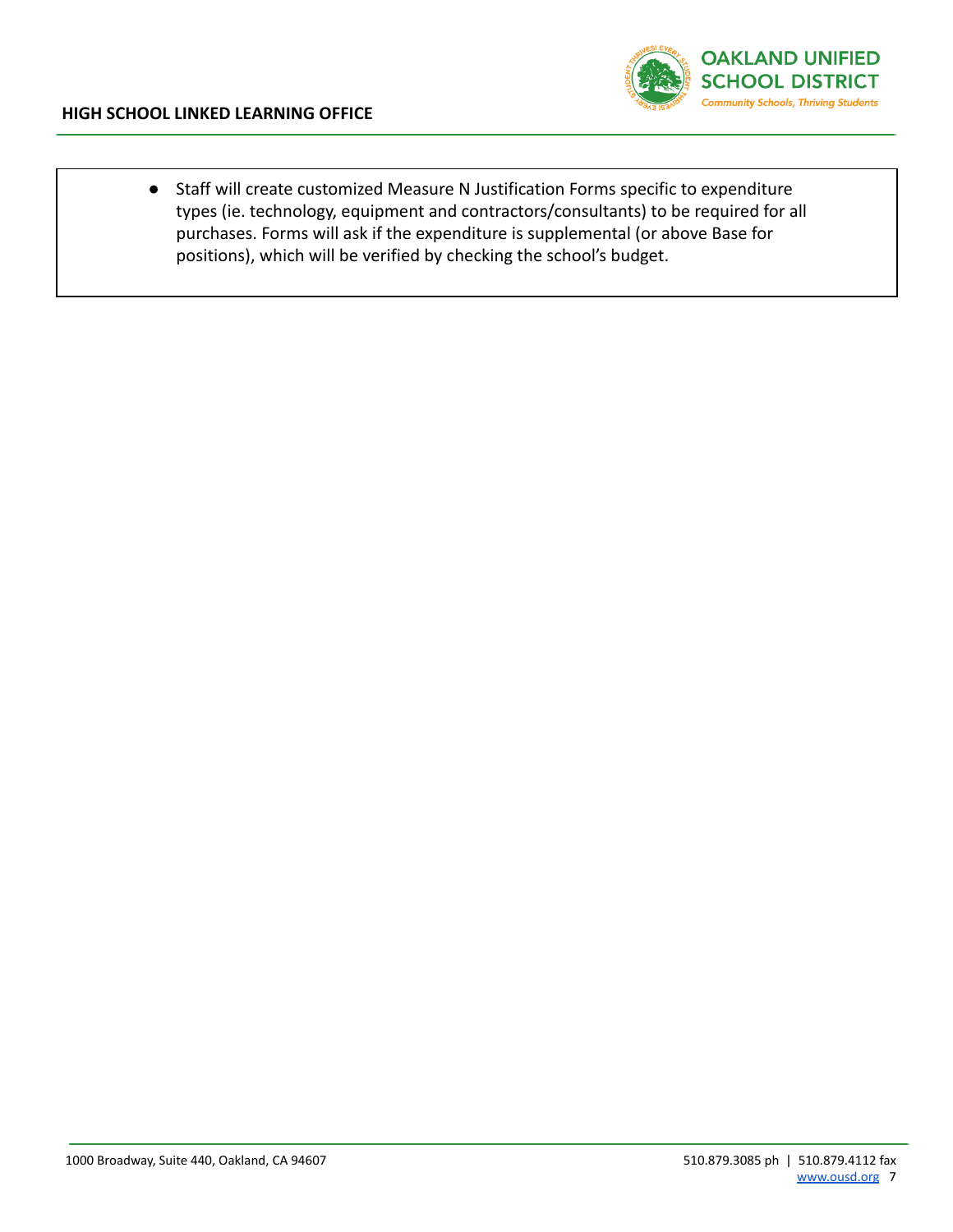- Staff will create customized Measure N Justification Forms specific to expenditure types (ie. technology, equipment and contractors/consultants) to be required for all purchases. Forms will ask if the expenditure is supplemental (or above Base for positions), which will be verified by checking the school's budget.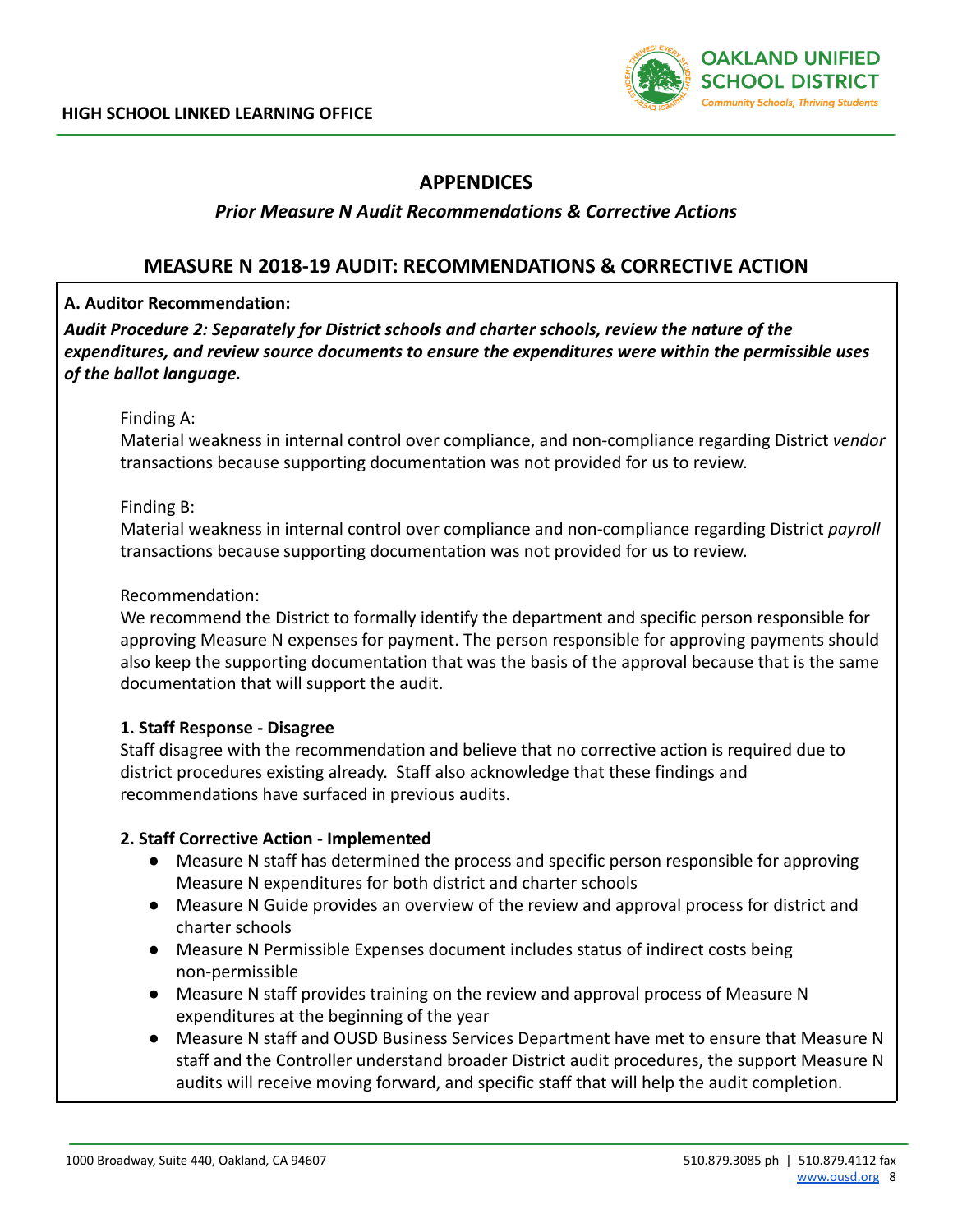## APPENDICES

### *Prior Measure N Audit Recommendations & Corrective Actions*

## MEASURE N 2018-19 AUDIT: RECOMMENDATIONS & CORRECTIVE ACTION

**A. Auditor Recommendation:**

***Audit Procedure 2: Separately for District schools and charter schools, review the nature of the expenditures, and review source documents to ensure the expenditures were within the permissible uses of the ballot language.***

Finding A:
Material weakness in internal control over compliance, and non-compliance regarding District *vendor* transactions because supporting documentation was not provided for us to review.

Finding B:
Material weakness in internal control over compliance and non-compliance regarding District *payroll* transactions because supporting documentation was not provided for us to review.

Recommendation:
We recommend the District to formally identify the department and specific person responsible for approving Measure N expenses for payment. The person responsible for approving payments should also keep the supporting documentation that was the basis of the approval because that is the same documentation that will support the audit.

**1. Staff Response - Disagree**
Staff disagree with the recommendation and believe that no corrective action is required due to district procedures existing already. Staff also acknowledge that these findings and recommendations have surfaced in previous audits.

**2. Staff Corrective Action - Implemented**

- Measure N staff has determined the process and specific person responsible for approving Measure N expenditures for both district and charter schools
- Measure N Guide provides an overview of the review and approval process for district and charter schools
- Measure N Permissible Expenses document includes status of indirect costs being non-permissible
- Measure N staff provides training on the review and approval process of Measure N expenditures at the beginning of the year
- Measure N staff and OUSD Business Services Department have met to ensure that Measure N staff and the Controller understand broader District audit procedures, the support Measure N audits will receive moving forward, and specific staff that will help the audit completion.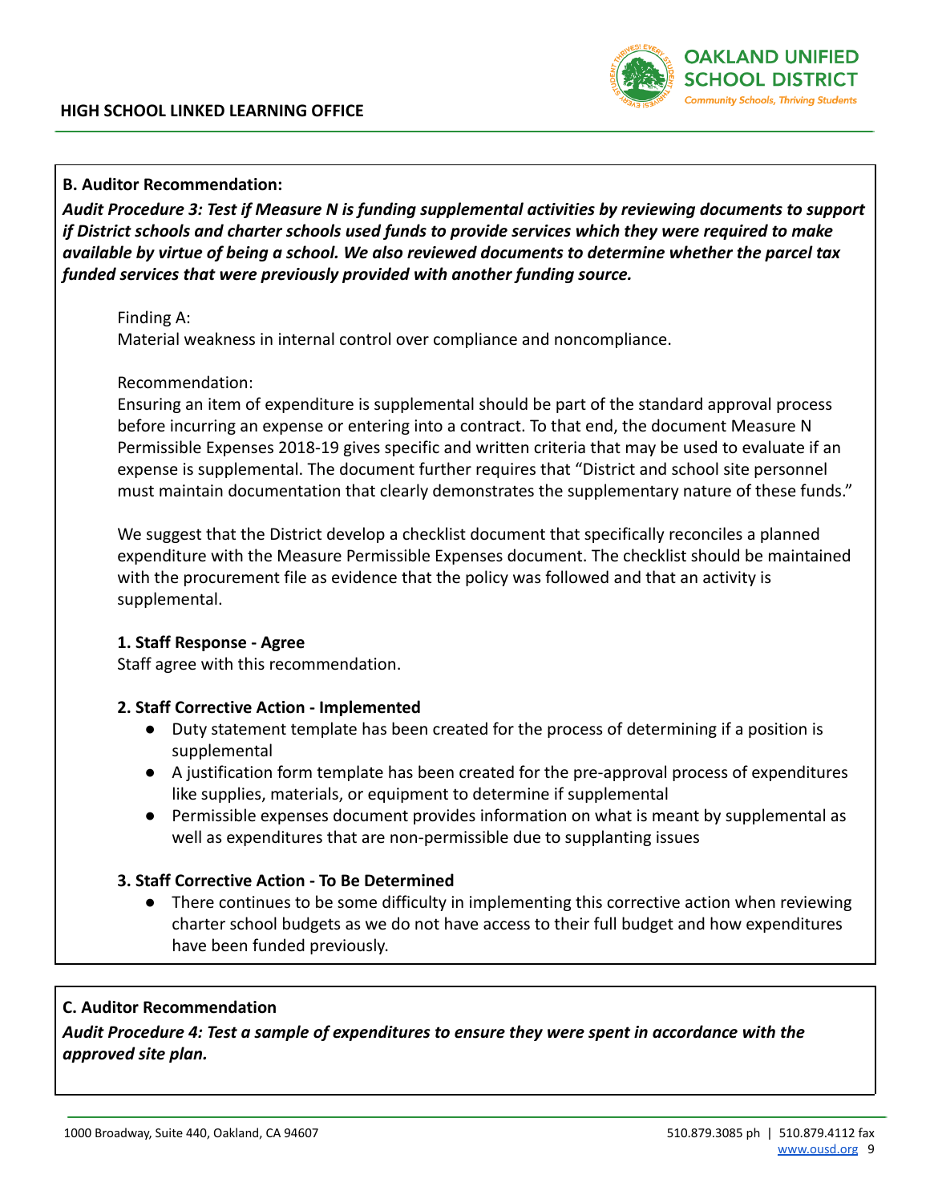**B. Auditor Recommendation:**

***Audit Procedure 3: Test if Measure N is funding supplemental activities by reviewing documents to support if District schools and charter schools used funds to provide services which they were required to make available by virtue of being a school. We also reviewed documents to determine whether the parcel tax funded services that were previously provided with another funding source.***

Finding A:
Material weakness in internal control over compliance and noncompliance.

Recommendation:
Ensuring an item of expenditure is supplemental should be part of the standard approval process before incurring an expense or entering into a contract. To that end, the document Measure N Permissible Expenses 2018-19 gives specific and written criteria that may be used to evaluate if an expense is supplemental. The document further requires that "District and school site personnel must maintain documentation that clearly demonstrates the supplementary nature of these funds."

We suggest that the District develop a checklist document that specifically reconciles a planned expenditure with the Measure Permissible Expenses document. The checklist should be maintained with the procurement file as evidence that the policy was followed and that an activity is supplemental.

**1. Staff Response - Agree**
Staff agree with this recommendation.

**2. Staff Corrective Action - Implemented**

- Duty statement template has been created for the process of determining if a position is supplemental
- A justification form template has been created for the pre-approval process of expenditures like supplies, materials, or equipment to determine if supplemental
- Permissible expenses document provides information on what is meant by supplemental as well as expenditures that are non-permissible due to supplanting issues

**3. Staff Corrective Action - To Be Determined**

- There continues to be some difficulty in implementing this corrective action when reviewing charter school budgets as we do not have access to their full budget and how expenditures have been funded previously.

**C. Auditor Recommendation**

***Audit Procedure 4: Test a sample of expenditures to ensure they were spent in accordance with the approved site plan.***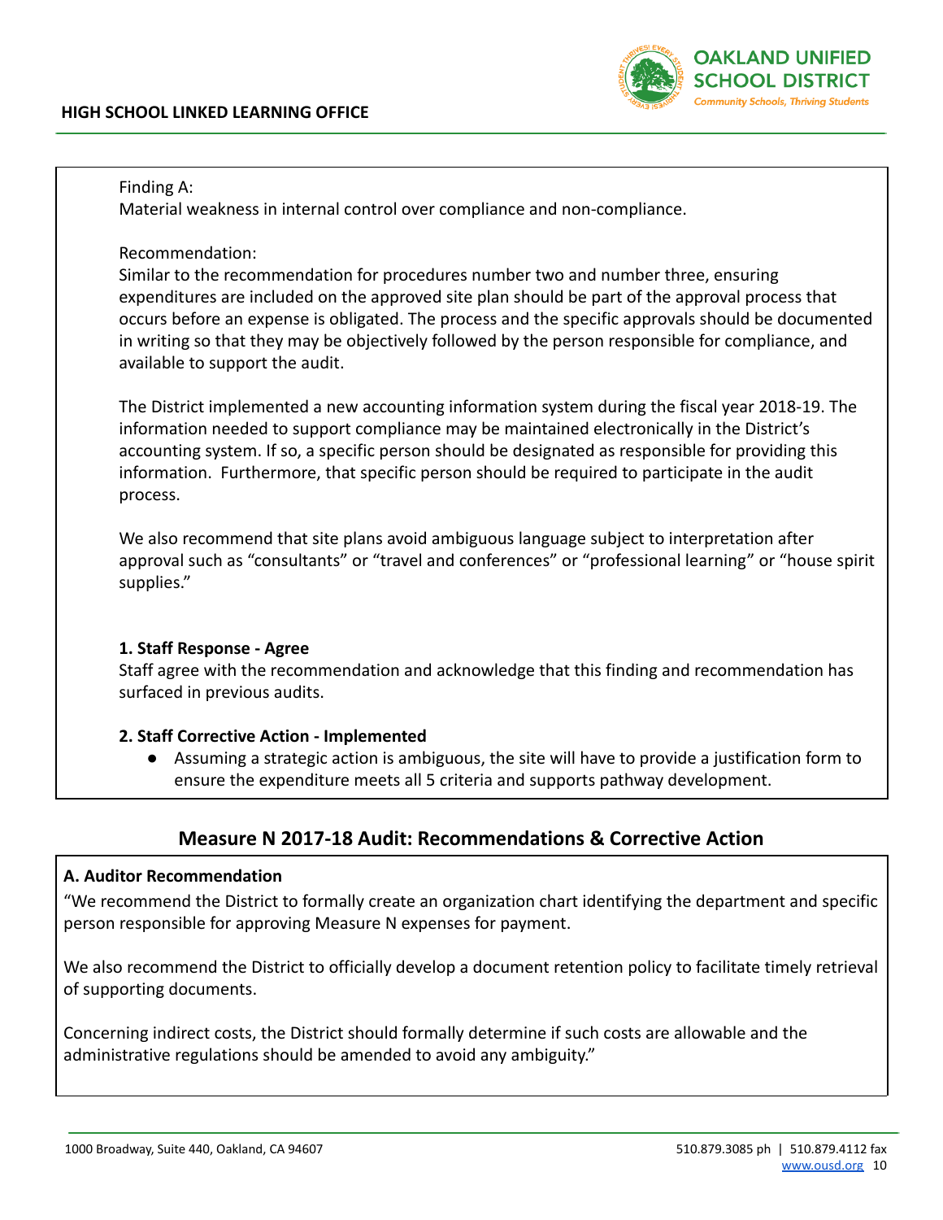Finding A:
Material weakness in internal control over compliance and non-compliance.

Recommendation:
Similar to the recommendation for procedures number two and number three, ensuring expenditures are included on the approved site plan should be part of the approval process that occurs before an expense is obligated. The process and the specific approvals should be documented in writing so that they may be objectively followed by the person responsible for compliance, and available to support the audit.

The District implemented a new accounting information system during the fiscal year 2018-19. The information needed to support compliance may be maintained electronically in the District's accounting system. If so, a specific person should be designated as responsible for providing this information. Furthermore, that specific person should be required to participate in the audit process.

We also recommend that site plans avoid ambiguous language subject to interpretation after approval such as "consultants" or "travel and conferences" or "professional learning" or "house spirit supplies."

**1. Staff Response - Agree**
Staff agree with the recommendation and acknowledge that this finding and recommendation has surfaced in previous audits.

**2. Staff Corrective Action - Implemented**

- Assuming a strategic action is ambiguous, the site will have to provide a justification form to ensure the expenditure meets all 5 criteria and supports pathway development.

## Measure N 2017-18 Audit: Recommendations & Corrective Action

**A. Auditor Recommendation**
"We recommend the District to formally create an organization chart identifying the department and specific person responsible for approving Measure N expenses for payment.

We also recommend the District to officially develop a document retention policy to facilitate timely retrieval of supporting documents.

Concerning indirect costs, the District should formally determine if such costs are allowable and the administrative regulations should be amended to avoid any ambiguity."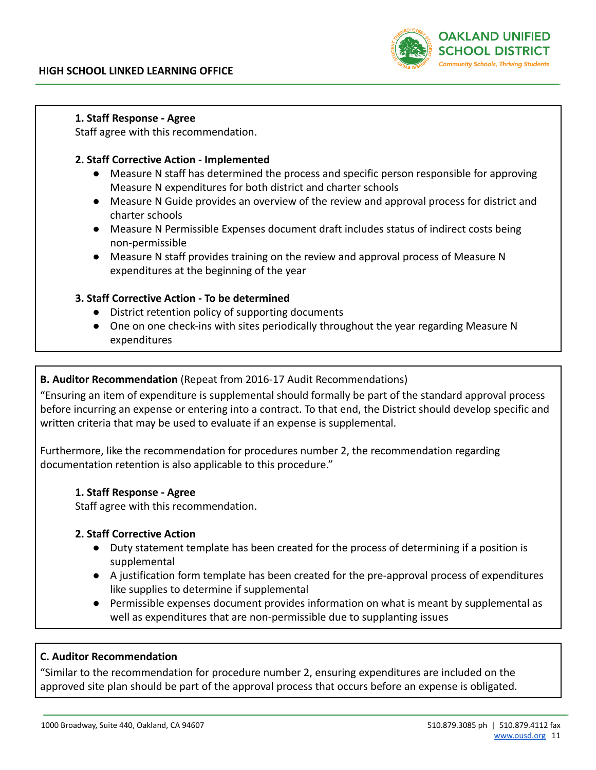**1. Staff Response - Agree**

Staff agree with this recommendation.

**2. Staff Corrective Action - Implemented**

- Measure N staff has determined the process and specific person responsible for approving Measure N expenditures for both district and charter schools
- Measure N Guide provides an overview of the review and approval process for district and charter schools
- Measure N Permissible Expenses document draft includes status of indirect costs being non-permissible
- Measure N staff provides training on the review and approval process of Measure N expenditures at the beginning of the year

**3. Staff Corrective Action - To be determined**

- District retention policy of supporting documents
- One on one check-ins with sites periodically throughout the year regarding Measure N expenditures

**B. Auditor Recommendation** (Repeat from 2016-17 Audit Recommendations)

"Ensuring an item of expenditure is supplemental should formally be part of the standard approval process before incurring an expense or entering into a contract. To that end, the District should develop specific and written criteria that may be used to evaluate if an expense is supplemental.

Furthermore, like the recommendation for procedures number 2, the recommendation regarding documentation retention is also applicable to this procedure."

**1. Staff Response - Agree**

Staff agree with this recommendation.

**2. Staff Corrective Action**

- Duty statement template has been created for the process of determining if a position is supplemental
- A justification form template has been created for the pre-approval process of expenditures like supplies to determine if supplemental
- Permissible expenses document provides information on what is meant by supplemental as well as expenditures that are non-permissible due to supplanting issues

**C. Auditor Recommendation**

"Similar to the recommendation for procedure number 2, ensuring expenditures are included on the approved site plan should be part of the approval process that occurs before an expense is obligated.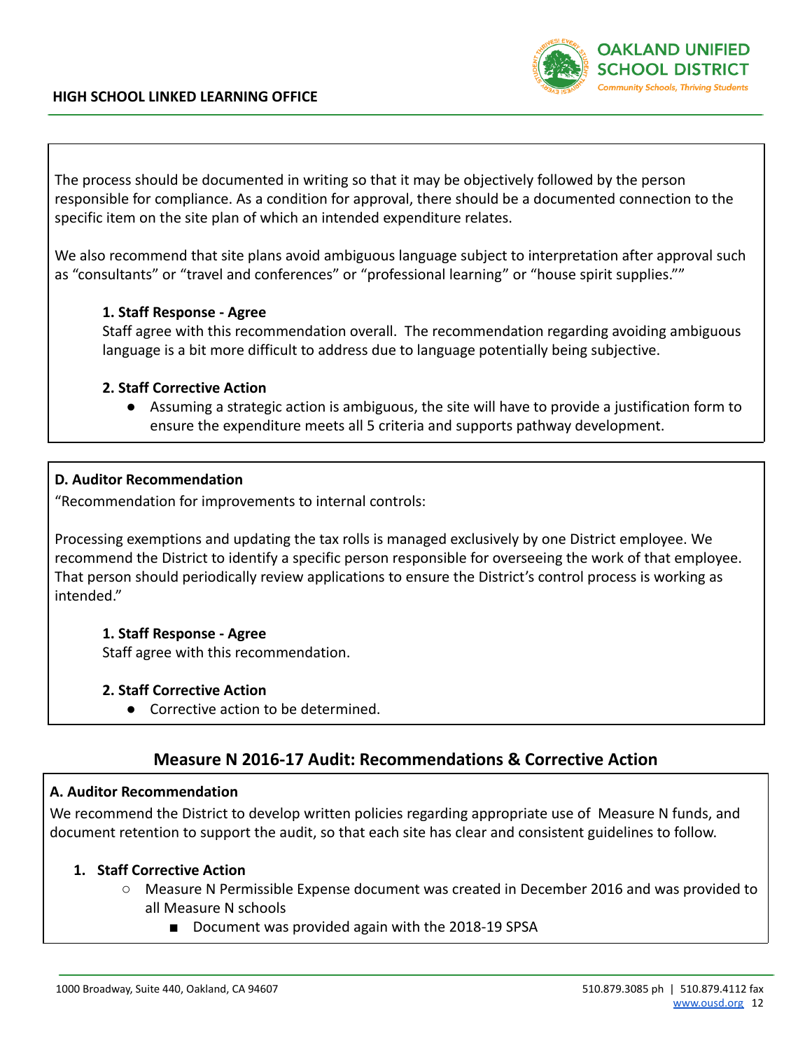The process should be documented in writing so that it may be objectively followed by the person responsible for compliance. As a condition for approval, there should be a documented connection to the specific item on the site plan of which an intended expenditure relates.

We also recommend that site plans avoid ambiguous language subject to interpretation after approval such as "consultants" or "travel and conferences" or "professional learning" or "house spirit supplies.""

**1. Staff Response - Agree**

Staff agree with this recommendation overall. The recommendation regarding avoiding ambiguous language is a bit more difficult to address due to language potentially being subjective.

**2. Staff Corrective Action**

- Assuming a strategic action is ambiguous, the site will have to provide a justification form to ensure the expenditure meets all 5 criteria and supports pathway development.

**D. Auditor Recommendation**

"Recommendation for improvements to internal controls:

Processing exemptions and updating the tax rolls is managed exclusively by one District employee. We recommend the District to identify a specific person responsible for overseeing the work of that employee. That person should periodically review applications to ensure the District's control process is working as intended."

**1. Staff Response - Agree**

Staff agree with this recommendation.

**2. Staff Corrective Action**

- Corrective action to be determined.

## Measure N 2016-17 Audit: Recommendations & Corrective Action

**A. Auditor Recommendation**

We recommend the District to develop written policies regarding appropriate use of Measure N funds, and document retention to support the audit, so that each site has clear and consistent guidelines to follow.

1. **Staff Corrective Action**
   - Measure N Permissible Expense document was created in December 2016 and was provided to all Measure N schools
     - Document was provided again with the 2018-19 SPSA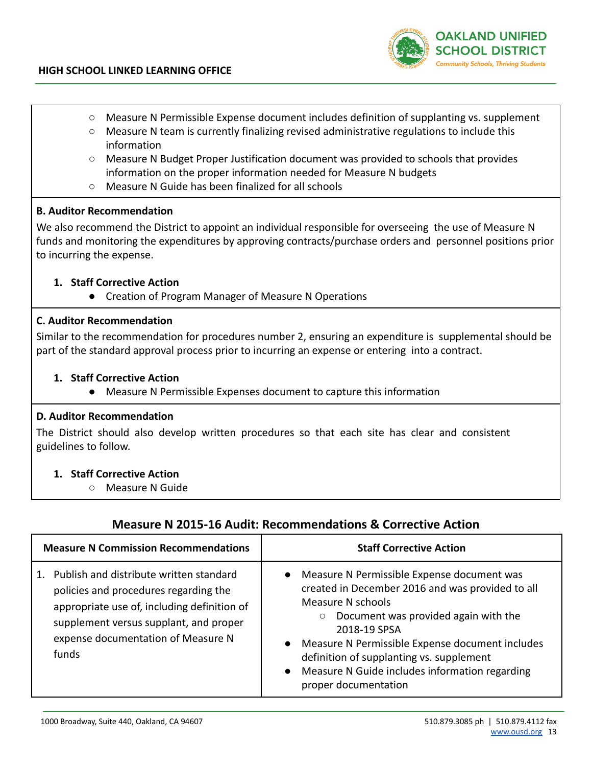- Measure N Permissible Expense document includes definition of supplanting vs. supplement
- Measure N team is currently finalizing revised administrative regulations to include this information
- Measure N Budget Proper Justification document was provided to schools that provides information on the proper information needed for Measure N budgets
- Measure N Guide has been finalized for all schools

**B. Auditor Recommendation**

We also recommend the District to appoint an individual responsible for overseeing the use of Measure N funds and monitoring the expenditures by approving contracts/purchase orders and personnel positions prior to incurring the expense.

1. **Staff Corrective Action**
   - Creation of Program Manager of Measure N Operations

**C. Auditor Recommendation**

Similar to the recommendation for procedures number 2, ensuring an expenditure is supplemental should be part of the standard approval process prior to incurring an expense or entering into a contract.

1. **Staff Corrective Action**
   - Measure N Permissible Expenses document to capture this information

**D. Auditor Recommendation**

The District should also develop written procedures so that each site has clear and consistent guidelines to follow.

1. **Staff Corrective Action**
   - Measure N Guide

## Measure N 2015-16 Audit: Recommendations & Corrective Action

| Measure N Commission Recommendations | Staff Corrective Action |
|---|---|
| 1. Publish and distribute written standard policies and procedures regarding the appropriate use of, including definition of supplement versus supplant, and proper expense documentation of Measure N funds | • Measure N Permissible Expense document was created in December 2016 and was provided to all Measure N schools<br>  ○ Document was provided again with the 2018-19 SPSA<br>• Measure N Permissible Expense document includes definition of supplanting vs. supplement<br>• Measure N Guide includes information regarding proper documentation |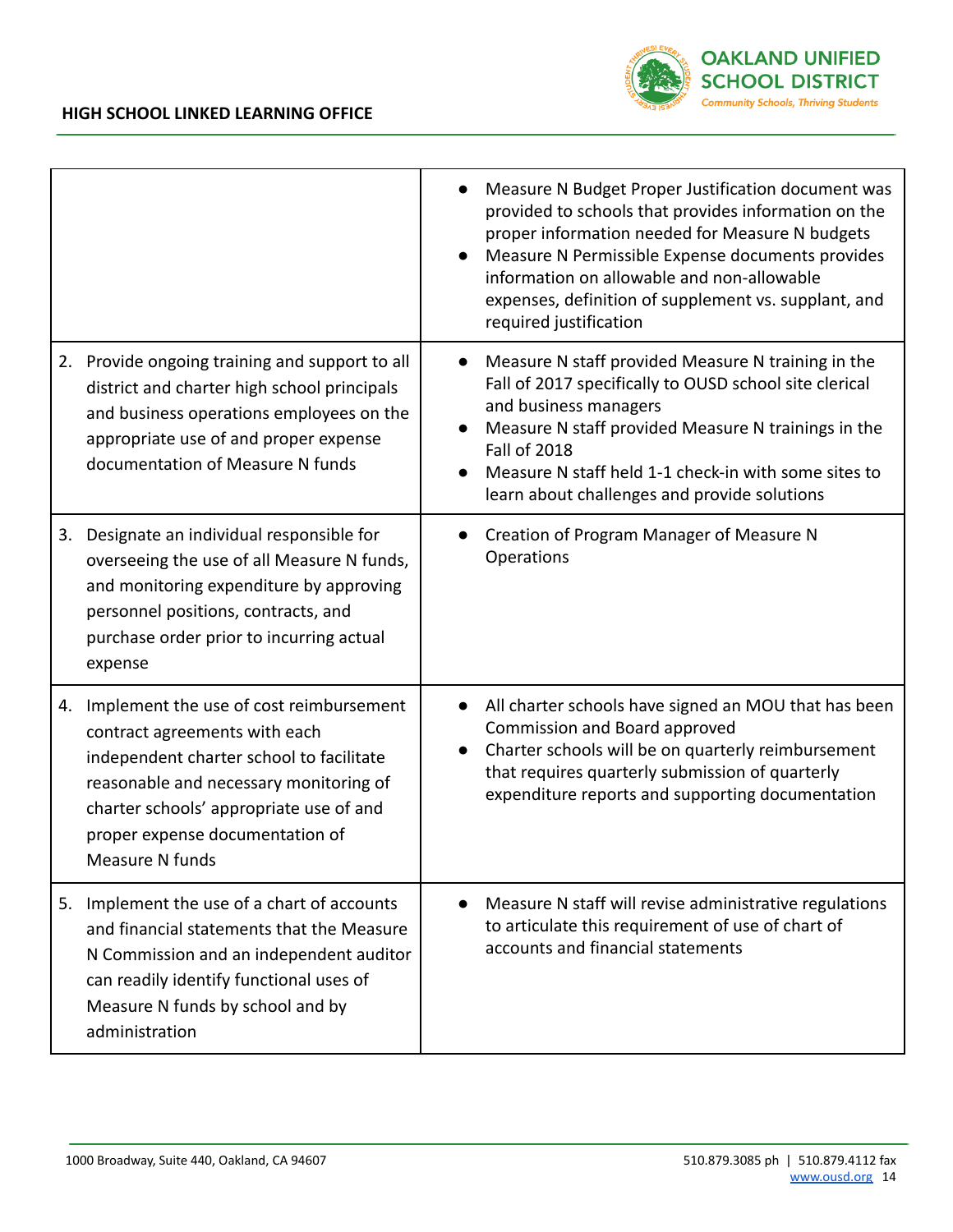| | |
|---|---|
| | • Measure N Budget Proper Justification document was provided to schools that provides information on the proper information needed for Measure N budgets<br>• Measure N Permissible Expense documents provides information on allowable and non-allowable expenses, definition of supplement vs. supplant, and required justification |
| 2. Provide ongoing training and support to all district and charter high school principals and business operations employees on the appropriate use of and proper expense documentation of Measure N funds | • Measure N staff provided Measure N training in the Fall of 2017 specifically to OUSD school site clerical and business managers<br>• Measure N staff provided Measure N trainings in the Fall of 2018<br>• Measure N staff held 1-1 check-in with some sites to learn about challenges and provide solutions |
| 3. Designate an individual responsible for overseeing the use of all Measure N funds, and monitoring expenditure by approving personnel positions, contracts, and purchase order prior to incurring actual expense | • Creation of Program Manager of Measure N Operations |
| 4. Implement the use of cost reimbursement contract agreements with each independent charter school to facilitate reasonable and necessary monitoring of charter schools' appropriate use of and proper expense documentation of Measure N funds | • All charter schools have signed an MOU that has been Commission and Board approved<br>• Charter schools will be on quarterly reimbursement that requires quarterly submission of quarterly expenditure reports and supporting documentation |
| 5. Implement the use of a chart of accounts and financial statements that the Measure N Commission and an independent auditor can readily identify functional uses of Measure N funds by school and by administration | • Measure N staff will revise administrative regulations to articulate this requirement of use of chart of accounts and financial statements |